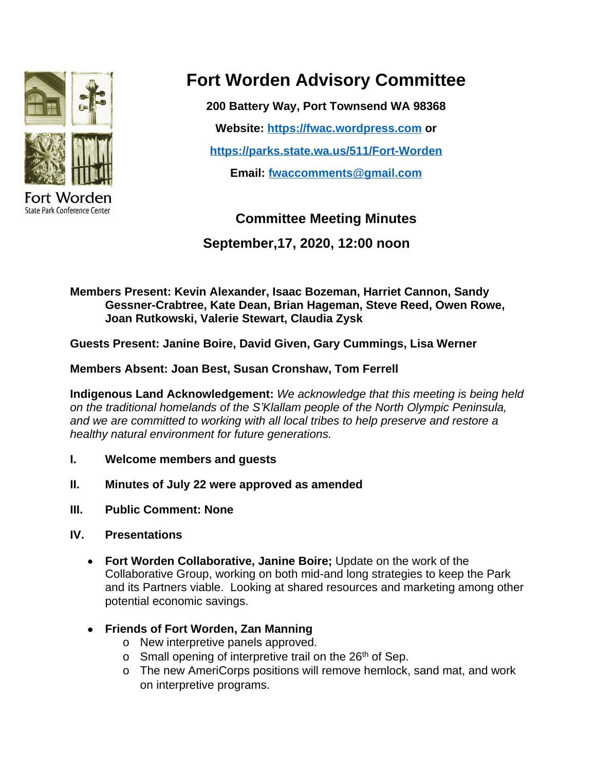Fort Worden
State Park Conference Center

# Fort Worden Advisory Committee

**200 Battery Way, Port Townsend WA 98368**

**Website: [https://fwac.wordpress.com](https://fwac.wordpress.com) or**

**[https://parks.state.wa.us/511/Fort-Worden](https://parks.state.wa.us/511/Fort-Worden)**

**Email: [fwaccomments@gmail.com](mailto:fwaccomments@gmail.com)**

## Committee Meeting Minutes

## September,17, 2020, 12:00 noon

**Members Present: Kevin Alexander, Isaac Bozeman, Harriet Cannon, Sandy Gessner-Crabtree, Kate Dean, Brian Hageman, Steve Reed, Owen Rowe, Joan Rutkowski, Valerie Stewart, Claudia Zysk**

**Guests Present: Janine Boire, David Given, Gary Cummings, Lisa Werner**

**Members Absent: Joan Best, Susan Cronshaw, Tom Ferrell**

**Indigenous Land Acknowledgement:** *We acknowledge that this meeting is being held on the traditional homelands of the S'Klallam people of the North Olympic Peninsula, and we are committed to working with all local tribes to help preserve and restore a healthy natural environment for future generations.*

**I. Welcome members and guests**

**II. Minutes of July 22 were approved as amended**

**III. Public Comment: None**

**IV. Presentations**

- **Fort Worden Collaborative, Janine Boire;** Update on the work of the Collaborative Group, working on both mid-and long strategies to keep the Park and its Partners viable. Looking at shared resources and marketing among other potential economic savings.

- **Friends of Fort Worden, Zan Manning**
  - New interpretive panels approved.
  - Small opening of interpretive trail on the 26th of Sep.
  - The new AmeriCorps positions will remove hemlock, sand mat, and work on interpretive programs.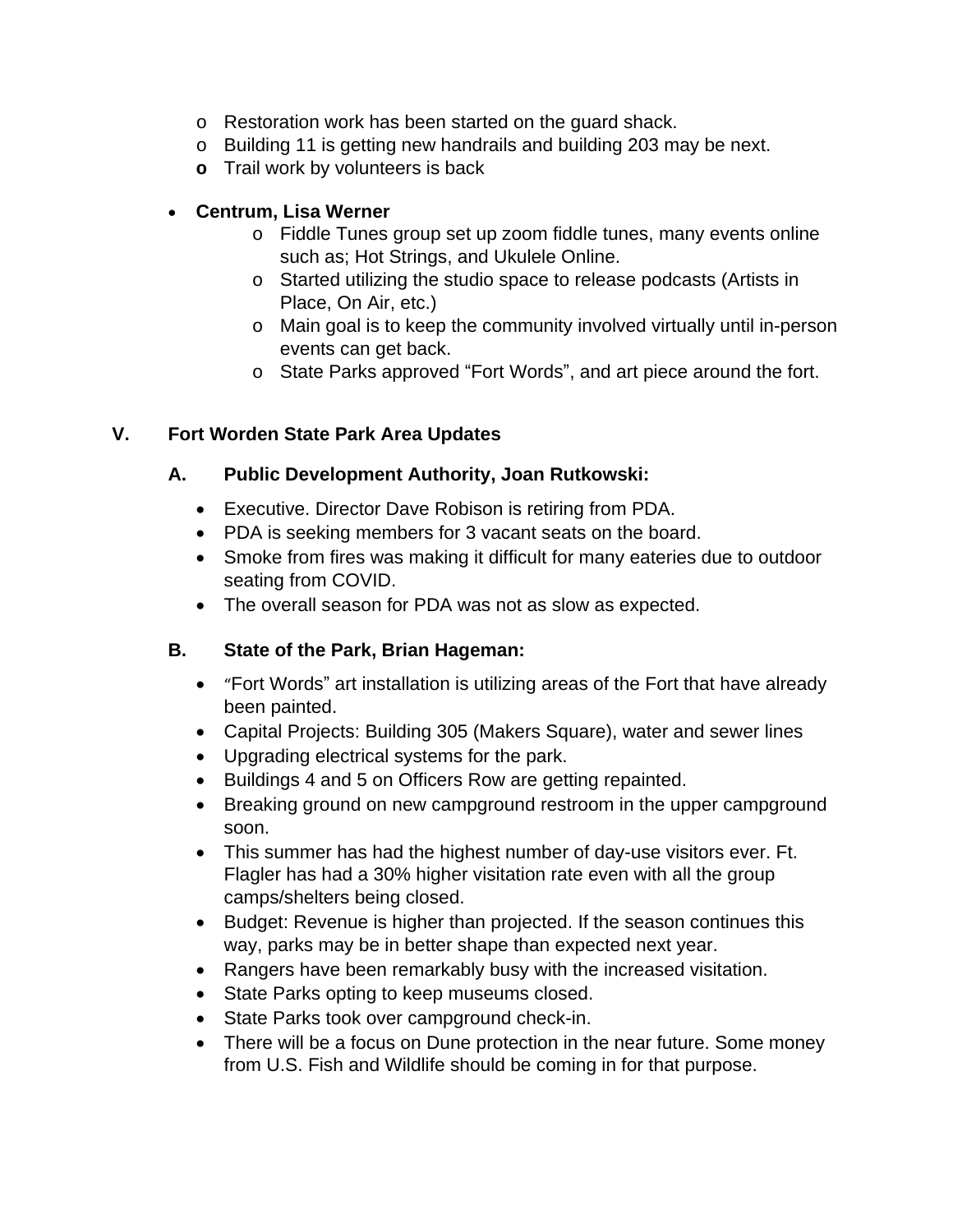- Restoration work has been started on the guard shack.
  - Building 11 is getting new handrails and building 203 may be next.
  - Trail work by volunteers is back

- **Centrum, Lisa Werner**
  - Fiddle Tunes group set up zoom fiddle tunes, many events online such as; Hot Strings, and Ukulele Online.
  - Started utilizing the studio space to release podcasts (Artists in Place, On Air, etc.)
  - Main goal is to keep the community involved virtually until in-person events can get back.
  - State Parks approved "Fort Words", and art piece around the fort.

## V. Fort Worden State Park Area Updates

### A. Public Development Authority, Joan Rutkowski:

- Executive. Director Dave Robison is retiring from PDA.
- PDA is seeking members for 3 vacant seats on the board.
- Smoke from fires was making it difficult for many eateries due to outdoor seating from COVID.
- The overall season for PDA was not as slow as expected.

### B. State of the Park, Brian Hageman:

- "Fort Words" art installation is utilizing areas of the Fort that have already been painted.
- Capital Projects: Building 305 (Makers Square), water and sewer lines
- Upgrading electrical systems for the park.
- Buildings 4 and 5 on Officers Row are getting repainted.
- Breaking ground on new campground restroom in the upper campground soon.
- This summer has had the highest number of day-use visitors ever. Ft. Flagler has had a 30% higher visitation rate even with all the group camps/shelters being closed.
- Budget: Revenue is higher than projected. If the season continues this way, parks may be in better shape than expected next year.
- Rangers have been remarkably busy with the increased visitation.
- State Parks opting to keep museums closed.
- State Parks took over campground check-in.
- There will be a focus on Dune protection in the near future. Some money from U.S. Fish and Wildlife should be coming in for that purpose.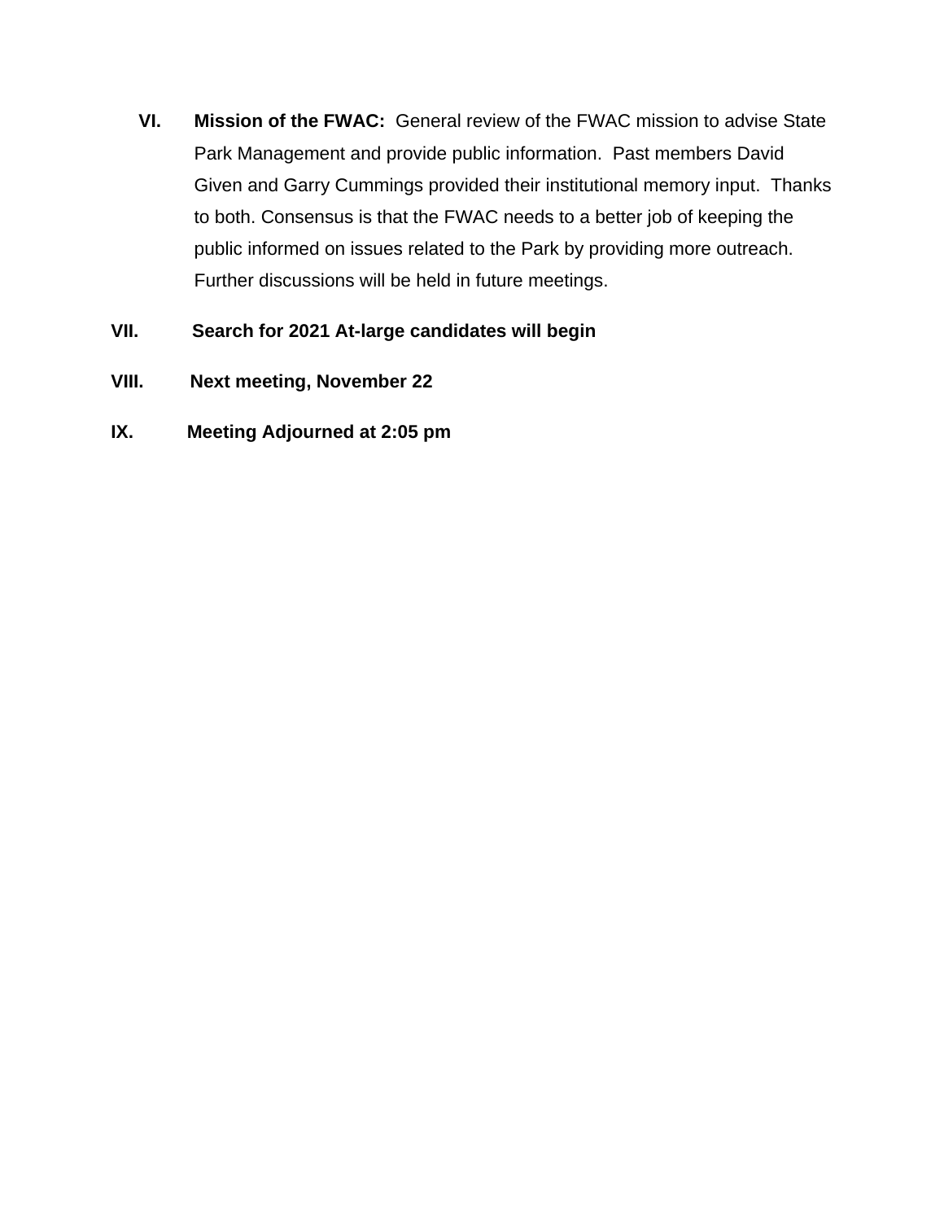VI. **Mission of the FWAC:** General review of the FWAC mission to advise State Park Management and provide public information. Past members David Given and Garry Cummings provided their institutional memory input. Thanks to both. Consensus is that the FWAC needs to a better job of keeping the public informed on issues related to the Park by providing more outreach. Further discussions will be held in future meetings.

VII. **Search for 2021 At-large candidates will begin**

VIII. **Next meeting, November 22**

IX. **Meeting Adjourned at 2:05 pm**